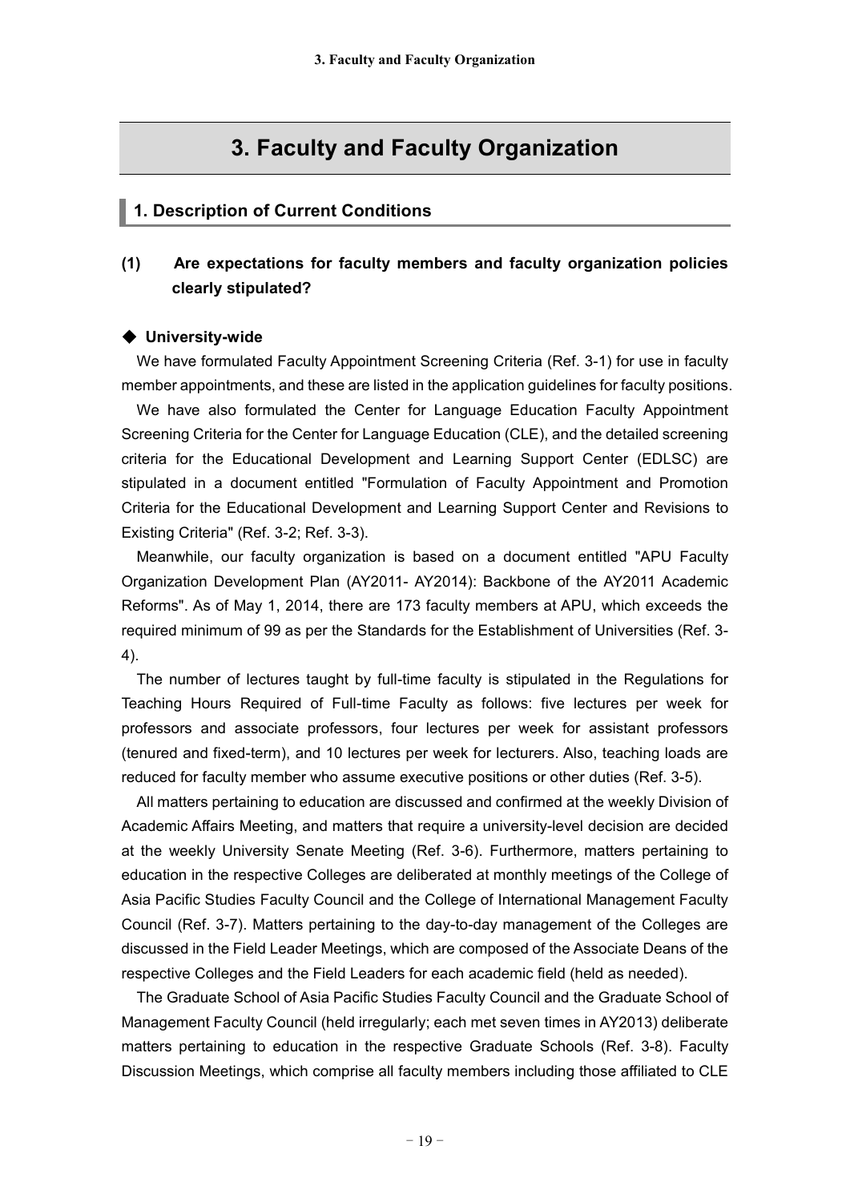# 3. Faculty and Faculty Organization

## 1. Description of Current Conditions

### (1) Are expectations for faculty members and faculty organization policies clearly stipulated?

**◆ University-wide**

We have formulated Faculty Appointment Screening Criteria (Ref. 3-1) for use in faculty member appointments, and these are listed in the application guidelines for faculty positions.

We have also formulated the Center for Language Education Faculty Appointment Screening Criteria for the Center for Language Education (CLE), and the detailed screening criteria for the Educational Development and Learning Support Center (EDLSC) are stipulated in a document entitled "Formulation of Faculty Appointment and Promotion Criteria for the Educational Development and Learning Support Center and Revisions to Existing Criteria" (Ref. 3-2; Ref. 3-3).

Meanwhile, our faculty organization is based on a document entitled "APU Faculty Organization Development Plan (AY2011- AY2014): Backbone of the AY2011 Academic Reforms". As of May 1, 2014, there are 173 faculty members at APU, which exceeds the required minimum of 99 as per the Standards for the Establishment of Universities (Ref. 3-4).

The number of lectures taught by full-time faculty is stipulated in the Regulations for Teaching Hours Required of Full-time Faculty as follows: five lectures per week for professors and associate professors, four lectures per week for assistant professors (tenured and fixed-term), and 10 lectures per week for lecturers. Also, teaching loads are reduced for faculty member who assume executive positions or other duties (Ref. 3-5).

All matters pertaining to education are discussed and confirmed at the weekly Division of Academic Affairs Meeting, and matters that require a university-level decision are decided at the weekly University Senate Meeting (Ref. 3-6). Furthermore, matters pertaining to education in the respective Colleges are deliberated at monthly meetings of the College of Asia Pacific Studies Faculty Council and the College of International Management Faculty Council (Ref. 3-7). Matters pertaining to the day-to-day management of the Colleges are discussed in the Field Leader Meetings, which are composed of the Associate Deans of the respective Colleges and the Field Leaders for each academic field (held as needed).

The Graduate School of Asia Pacific Studies Faculty Council and the Graduate School of Management Faculty Council (held irregularly; each met seven times in AY2013) deliberate matters pertaining to education in the respective Graduate Schools (Ref. 3-8). Faculty Discussion Meetings, which comprise all faculty members including those affiliated to CLE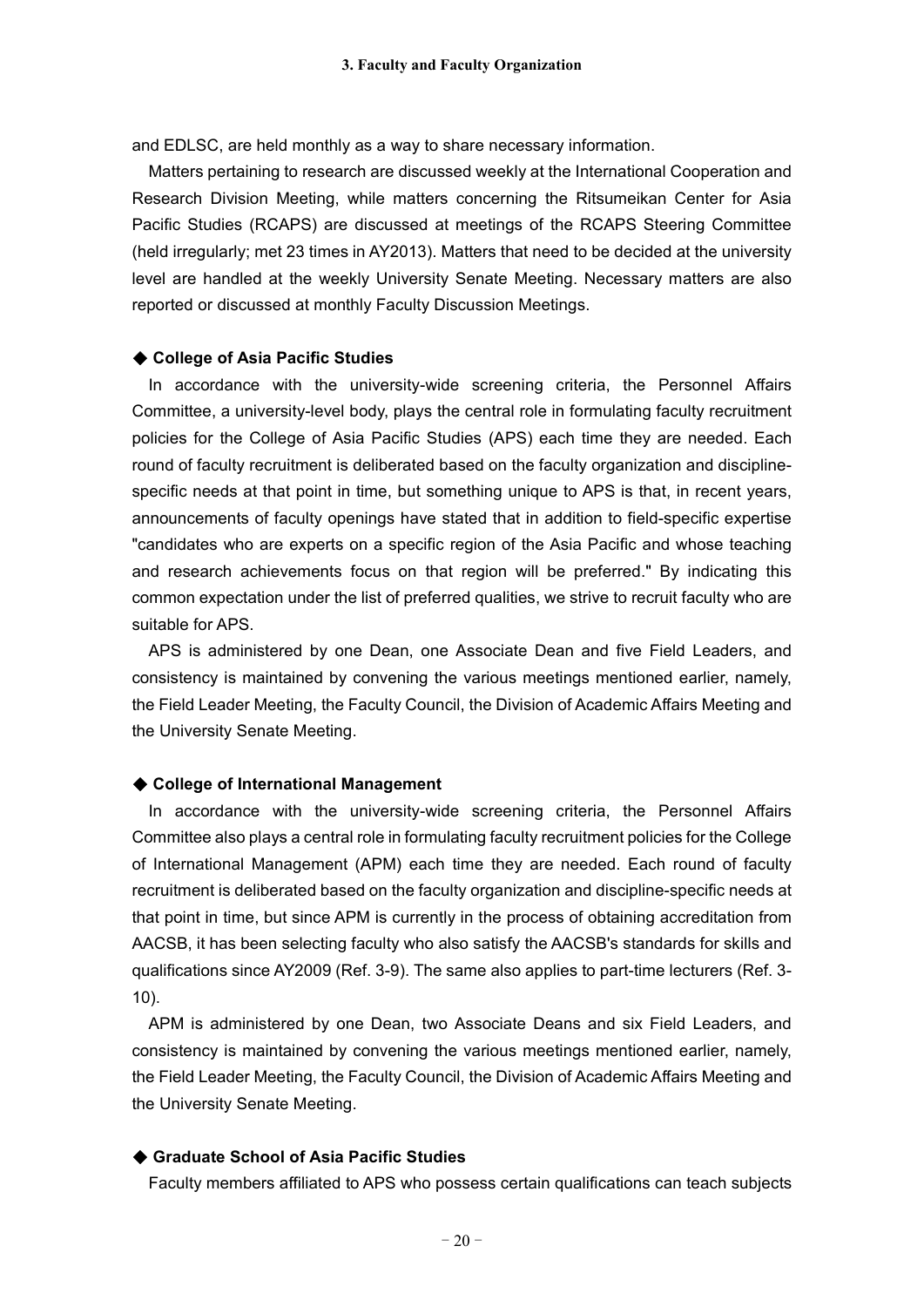and EDLSC, are held monthly as a way to share necessary information.

Matters pertaining to research are discussed weekly at the International Cooperation and Research Division Meeting, while matters concerning the Ritsumeikan Center for Asia Pacific Studies (RCAPS) are discussed at meetings of the RCAPS Steering Committee (held irregularly; met 23 times in AY2013). Matters that need to be decided at the university level are handled at the weekly University Senate Meeting. Necessary matters are also reported or discussed at monthly Faculty Discussion Meetings.

### ◆ College of Asia Pacific Studies

In accordance with the university-wide screening criteria, the Personnel Affairs Committee, a university-level body, plays the central role in formulating faculty recruitment policies for the College of Asia Pacific Studies (APS) each time they are needed. Each round of faculty recruitment is deliberated based on the faculty organization and discipline-specific needs at that point in time, but something unique to APS is that, in recent years, announcements of faculty openings have stated that in addition to field-specific expertise "candidates who are experts on a specific region of the Asia Pacific and whose teaching and research achievements focus on that region will be preferred." By indicating this common expectation under the list of preferred qualities, we strive to recruit faculty who are suitable for APS.

APS is administered by one Dean, one Associate Dean and five Field Leaders, and consistency is maintained by convening the various meetings mentioned earlier, namely, the Field Leader Meeting, the Faculty Council, the Division of Academic Affairs Meeting and the University Senate Meeting.

### ◆ College of International Management

In accordance with the university-wide screening criteria, the Personnel Affairs Committee also plays a central role in formulating faculty recruitment policies for the College of International Management (APM) each time they are needed. Each round of faculty recruitment is deliberated based on the faculty organization and discipline-specific needs at that point in time, but since APM is currently in the process of obtaining accreditation from AACSB, it has been selecting faculty who also satisfy the AACSB's standards for skills and qualifications since AY2009 (Ref. 3-9). The same also applies to part-time lecturers (Ref. 3-10).

APM is administered by one Dean, two Associate Deans and six Field Leaders, and consistency is maintained by convening the various meetings mentioned earlier, namely, the Field Leader Meeting, the Faculty Council, the Division of Academic Affairs Meeting and the University Senate Meeting.

### ◆ Graduate School of Asia Pacific Studies

Faculty members affiliated to APS who possess certain qualifications can teach subjects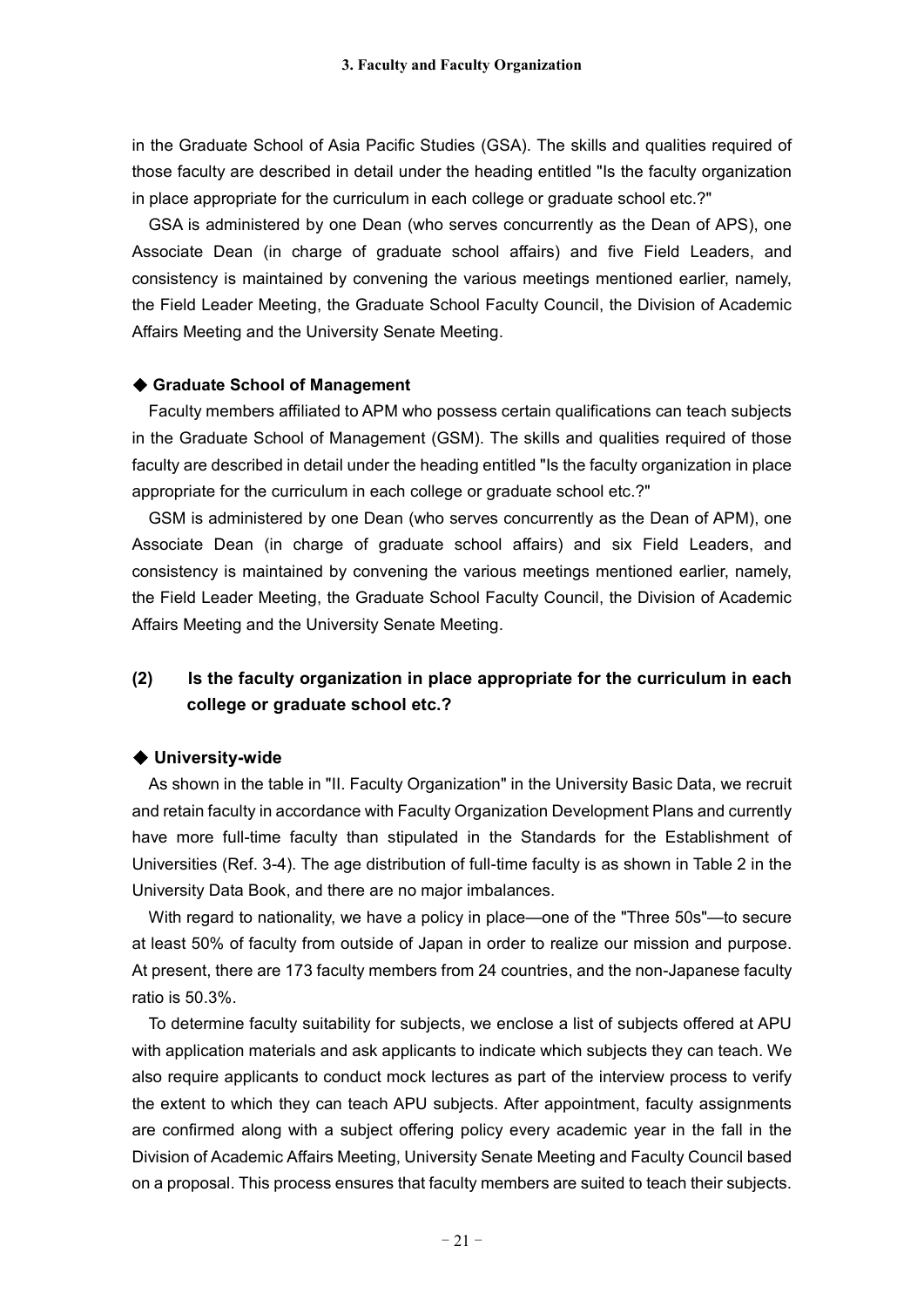in the Graduate School of Asia Pacific Studies (GSA). The skills and qualities required of those faculty are described in detail under the heading entitled "Is the faculty organization in place appropriate for the curriculum in each college or graduate school etc.?"

GSA is administered by one Dean (who serves concurrently as the Dean of APS), one Associate Dean (in charge of graduate school affairs) and five Field Leaders, and consistency is maintained by convening the various meetings mentioned earlier, namely, the Field Leader Meeting, the Graduate School Faculty Council, the Division of Academic Affairs Meeting and the University Senate Meeting.

### ◆ Graduate School of Management

Faculty members affiliated to APM who possess certain qualifications can teach subjects in the Graduate School of Management (GSM). The skills and qualities required of those faculty are described in detail under the heading entitled "Is the faculty organization in place appropriate for the curriculum in each college or graduate school etc.?"

GSM is administered by one Dean (who serves concurrently as the Dean of APM), one Associate Dean (in charge of graduate school affairs) and six Field Leaders, and consistency is maintained by convening the various meetings mentioned earlier, namely, the Field Leader Meeting, the Graduate School Faculty Council, the Division of Academic Affairs Meeting and the University Senate Meeting.

## (2) Is the faculty organization in place appropriate for the curriculum in each college or graduate school etc.?

### ◆ University-wide

As shown in the table in "II. Faculty Organization" in the University Basic Data, we recruit and retain faculty in accordance with Faculty Organization Development Plans and currently have more full-time faculty than stipulated in the Standards for the Establishment of Universities (Ref. 3-4). The age distribution of full-time faculty is as shown in Table 2 in the University Data Book, and there are no major imbalances.

With regard to nationality, we have a policy in place—one of the "Three 50s"—to secure at least 50% of faculty from outside of Japan in order to realize our mission and purpose. At present, there are 173 faculty members from 24 countries, and the non-Japanese faculty ratio is 50.3%.

To determine faculty suitability for subjects, we enclose a list of subjects offered at APU with application materials and ask applicants to indicate which subjects they can teach. We also require applicants to conduct mock lectures as part of the interview process to verify the extent to which they can teach APU subjects. After appointment, faculty assignments are confirmed along with a subject offering policy every academic year in the fall in the Division of Academic Affairs Meeting, University Senate Meeting and Faculty Council based on a proposal. This process ensures that faculty members are suited to teach their subjects.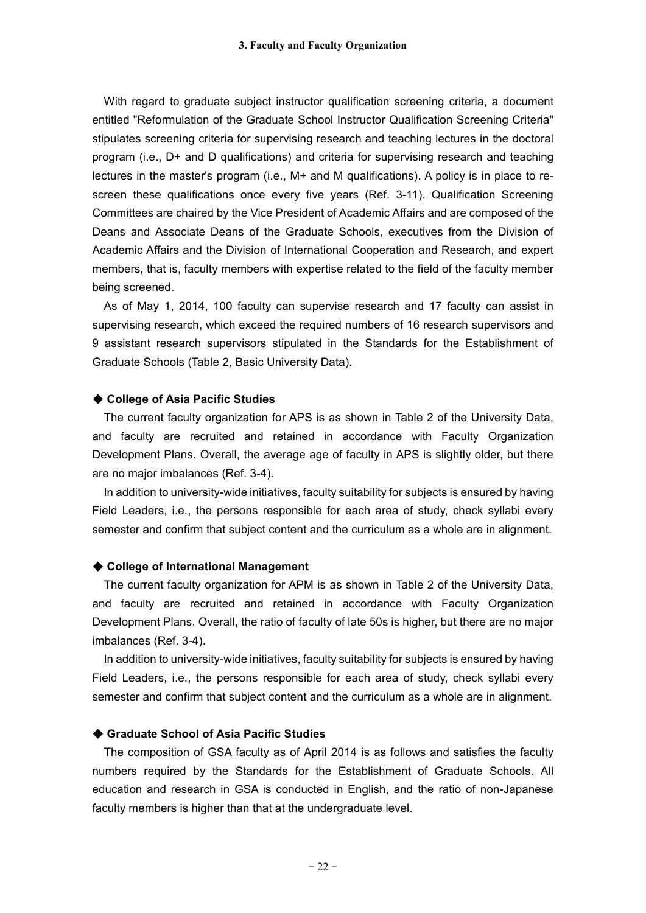With regard to graduate subject instructor qualification screening criteria, a document entitled "Reformulation of the Graduate School Instructor Qualification Screening Criteria" stipulates screening criteria for supervising research and teaching lectures in the doctoral program (i.e., D+ and D qualifications) and criteria for supervising research and teaching lectures in the master's program (i.e., M+ and M qualifications). A policy is in place to re-screen these qualifications once every five years (Ref. 3-11). Qualification Screening Committees are chaired by the Vice President of Academic Affairs and are composed of the Deans and Associate Deans of the Graduate Schools, executives from the Division of Academic Affairs and the Division of International Cooperation and Research, and expert members, that is, faculty members with expertise related to the field of the faculty member being screened.

As of May 1, 2014, 100 faculty can supervise research and 17 faculty can assist in supervising research, which exceed the required numbers of 16 research supervisors and 9 assistant research supervisors stipulated in the Standards for the Establishment of Graduate Schools (Table 2, Basic University Data).

### ◆ College of Asia Pacific Studies

The current faculty organization for APS is as shown in Table 2 of the University Data, and faculty are recruited and retained in accordance with Faculty Organization Development Plans. Overall, the average age of faculty in APS is slightly older, but there are no major imbalances (Ref. 3-4).

In addition to university-wide initiatives, faculty suitability for subjects is ensured by having Field Leaders, i.e., the persons responsible for each area of study, check syllabi every semester and confirm that subject content and the curriculum as a whole are in alignment.

### ◆ College of International Management

The current faculty organization for APM is as shown in Table 2 of the University Data, and faculty are recruited and retained in accordance with Faculty Organization Development Plans. Overall, the ratio of faculty of late 50s is higher, but there are no major imbalances (Ref. 3-4).

In addition to university-wide initiatives, faculty suitability for subjects is ensured by having Field Leaders, i.e., the persons responsible for each area of study, check syllabi every semester and confirm that subject content and the curriculum as a whole are in alignment.

### ◆ Graduate School of Asia Pacific Studies

The composition of GSA faculty as of April 2014 is as follows and satisfies the faculty numbers required by the Standards for the Establishment of Graduate Schools. All education and research in GSA is conducted in English, and the ratio of non-Japanese faculty members is higher than that at the undergraduate level.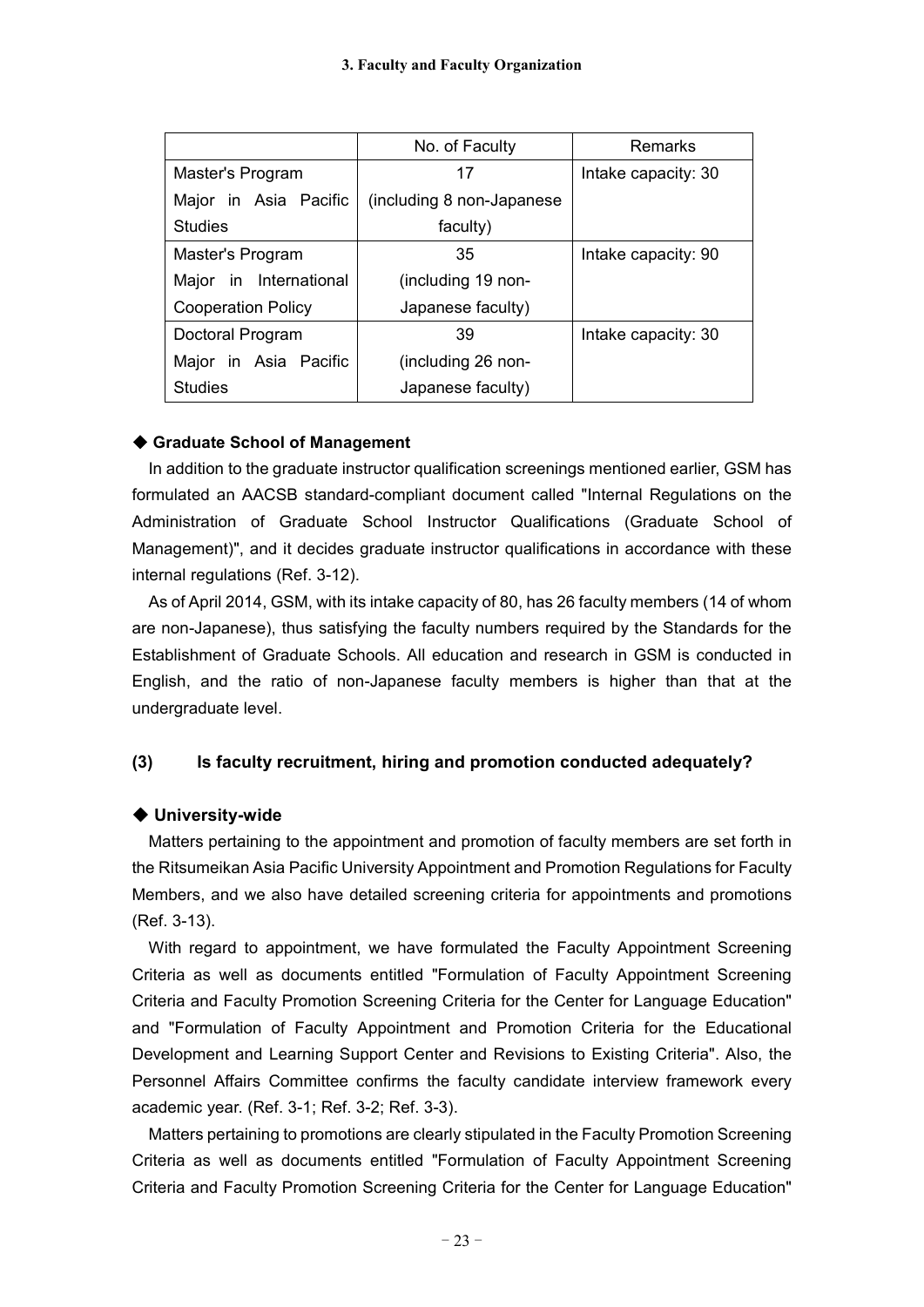|  | No. of Faculty | Remarks |
|---|---|---|
| Master's Program Major in Asia Pacific Studies | 17 (including 8 non-Japanese faculty) | Intake capacity: 30 |
| Master's Program Major in International Cooperation Policy | 35 (including 19 non-Japanese faculty) | Intake capacity: 90 |
| Doctoral Program Major in Asia Pacific Studies | 39 (including 26 non-Japanese faculty) | Intake capacity: 30 |

◆ **Graduate School of Management**

In addition to the graduate instructor qualification screenings mentioned earlier, GSM has formulated an AACSB standard-compliant document called "Internal Regulations on the Administration of Graduate School Instructor Qualifications (Graduate School of Management)", and it decides graduate instructor qualifications in accordance with these internal regulations (Ref. 3-12).

As of April 2014, GSM, with its intake capacity of 80, has 26 faculty members (14 of whom are non-Japanese), thus satisfying the faculty numbers required by the Standards for the Establishment of Graduate Schools. All education and research in GSM is conducted in English, and the ratio of non-Japanese faculty members is higher than that at the undergraduate level.

### (3) Is faculty recruitment, hiring and promotion conducted adequately?

◆ **University-wide**

Matters pertaining to the appointment and promotion of faculty members are set forth in the Ritsumeikan Asia Pacific University Appointment and Promotion Regulations for Faculty Members, and we also have detailed screening criteria for appointments and promotions (Ref. 3-13).

With regard to appointment, we have formulated the Faculty Appointment Screening Criteria as well as documents entitled "Formulation of Faculty Appointment Screening Criteria and Faculty Promotion Screening Criteria for the Center for Language Education" and "Formulation of Faculty Appointment and Promotion Criteria for the Educational Development and Learning Support Center and Revisions to Existing Criteria". Also, the Personnel Affairs Committee confirms the faculty candidate interview framework every academic year. (Ref. 3-1; Ref. 3-2; Ref. 3-3).

Matters pertaining to promotions are clearly stipulated in the Faculty Promotion Screening Criteria as well as documents entitled "Formulation of Faculty Appointment Screening Criteria and Faculty Promotion Screening Criteria for the Center for Language Education"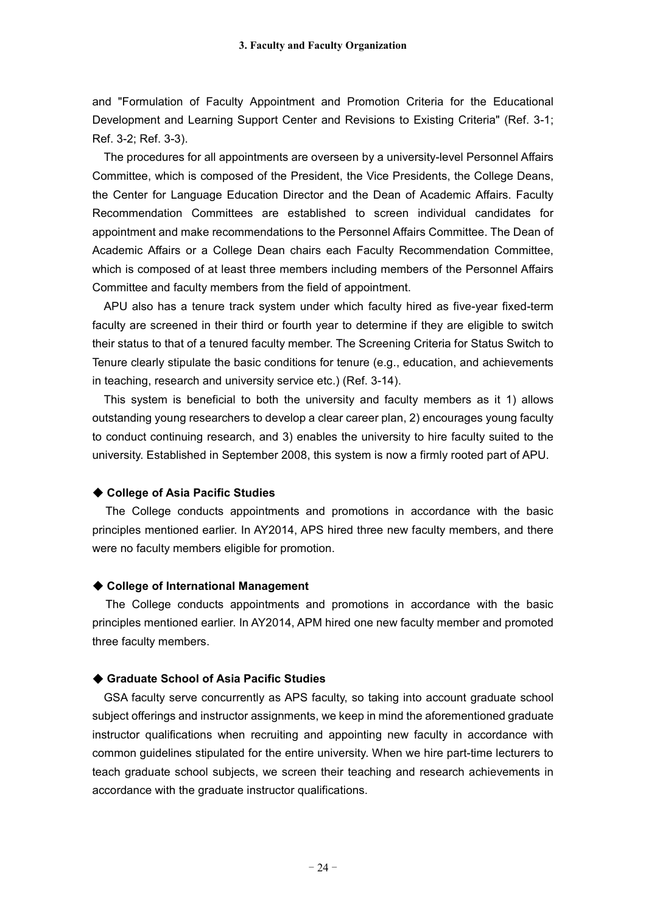and "Formulation of Faculty Appointment and Promotion Criteria for the Educational Development and Learning Support Center and Revisions to Existing Criteria" (Ref. 3-1; Ref. 3-2; Ref. 3-3).

The procedures for all appointments are overseen by a university-level Personnel Affairs Committee, which is composed of the President, the Vice Presidents, the College Deans, the Center for Language Education Director and the Dean of Academic Affairs. Faculty Recommendation Committees are established to screen individual candidates for appointment and make recommendations to the Personnel Affairs Committee. The Dean of Academic Affairs or a College Dean chairs each Faculty Recommendation Committee, which is composed of at least three members including members of the Personnel Affairs Committee and faculty members from the field of appointment.

APU also has a tenure track system under which faculty hired as five-year fixed-term faculty are screened in their third or fourth year to determine if they are eligible to switch their status to that of a tenured faculty member. The Screening Criteria for Status Switch to Tenure clearly stipulate the basic conditions for tenure (e.g., education, and achievements in teaching, research and university service etc.) (Ref. 3-14).

This system is beneficial to both the university and faculty members as it 1) allows outstanding young researchers to develop a clear career plan, 2) encourages young faculty to conduct continuing research, and 3) enables the university to hire faculty suited to the university. Established in September 2008, this system is now a firmly rooted part of APU.

### ◆ College of Asia Pacific Studies

The College conducts appointments and promotions in accordance with the basic principles mentioned earlier. In AY2014, APS hired three new faculty members, and there were no faculty members eligible for promotion.

### ◆ College of International Management

The College conducts appointments and promotions in accordance with the basic principles mentioned earlier. In AY2014, APM hired one new faculty member and promoted three faculty members.

### ◆ Graduate School of Asia Pacific Studies

GSA faculty serve concurrently as APS faculty, so taking into account graduate school subject offerings and instructor assignments, we keep in mind the aforementioned graduate instructor qualifications when recruiting and appointing new faculty in accordance with common guidelines stipulated for the entire university. When we hire part-time lecturers to teach graduate school subjects, we screen their teaching and research achievements in accordance with the graduate instructor qualifications.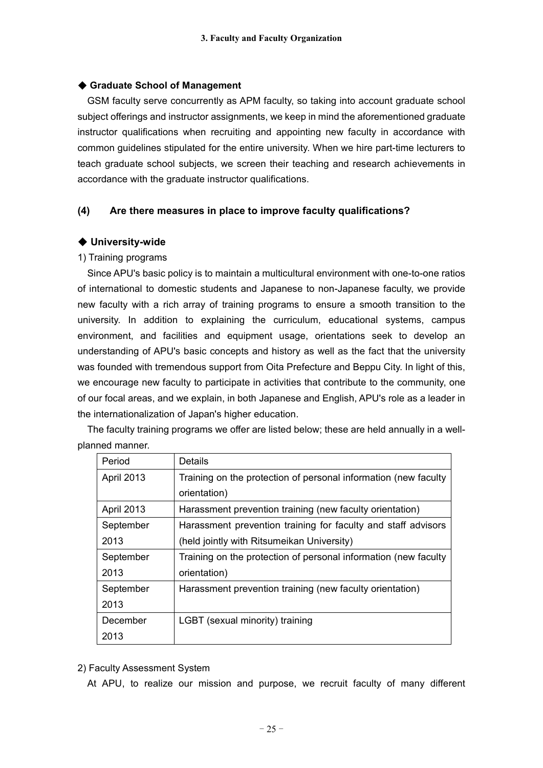### ◆ Graduate School of Management

GSM faculty serve concurrently as APM faculty, so taking into account graduate school subject offerings and instructor assignments, we keep in mind the aforementioned graduate instructor qualifications when recruiting and appointing new faculty in accordance with common guidelines stipulated for the entire university. When we hire part-time lecturers to teach graduate school subjects, we screen their teaching and research achievements in accordance with the graduate instructor qualifications.

## (4) Are there measures in place to improve faculty qualifications?

### ◆ University-wide

1) Training programs

Since APU's basic policy is to maintain a multicultural environment with one-to-one ratios of international to domestic students and Japanese to non-Japanese faculty, we provide new faculty with a rich array of training programs to ensure a smooth transition to the university. In addition to explaining the curriculum, educational systems, campus environment, and facilities and equipment usage, orientations seek to develop an understanding of APU's basic concepts and history as well as the fact that the university was founded with tremendous support from Oita Prefecture and Beppu City. In light of this, we encourage new faculty to participate in activities that contribute to the community, one of our focal areas, and we explain, in both Japanese and English, APU's role as a leader in the internationalization of Japan's higher education.

The faculty training programs we offer are listed below; these are held annually in a well-planned manner.

| Period | Details |
| --- | --- |
| April 2013 | Training on the protection of personal information (new faculty orientation) |
| April 2013 | Harassment prevention training (new faculty orientation) |
| September 2013 | Harassment prevention training for faculty and staff advisors (held jointly with Ritsumeikan University) |
| September 2013 | Training on the protection of personal information (new faculty orientation) |
| September 2013 | Harassment prevention training (new faculty orientation) |
| December 2013 | LGBT (sexual minority) training |

2) Faculty Assessment System

At APU, to realize our mission and purpose, we recruit faculty of many different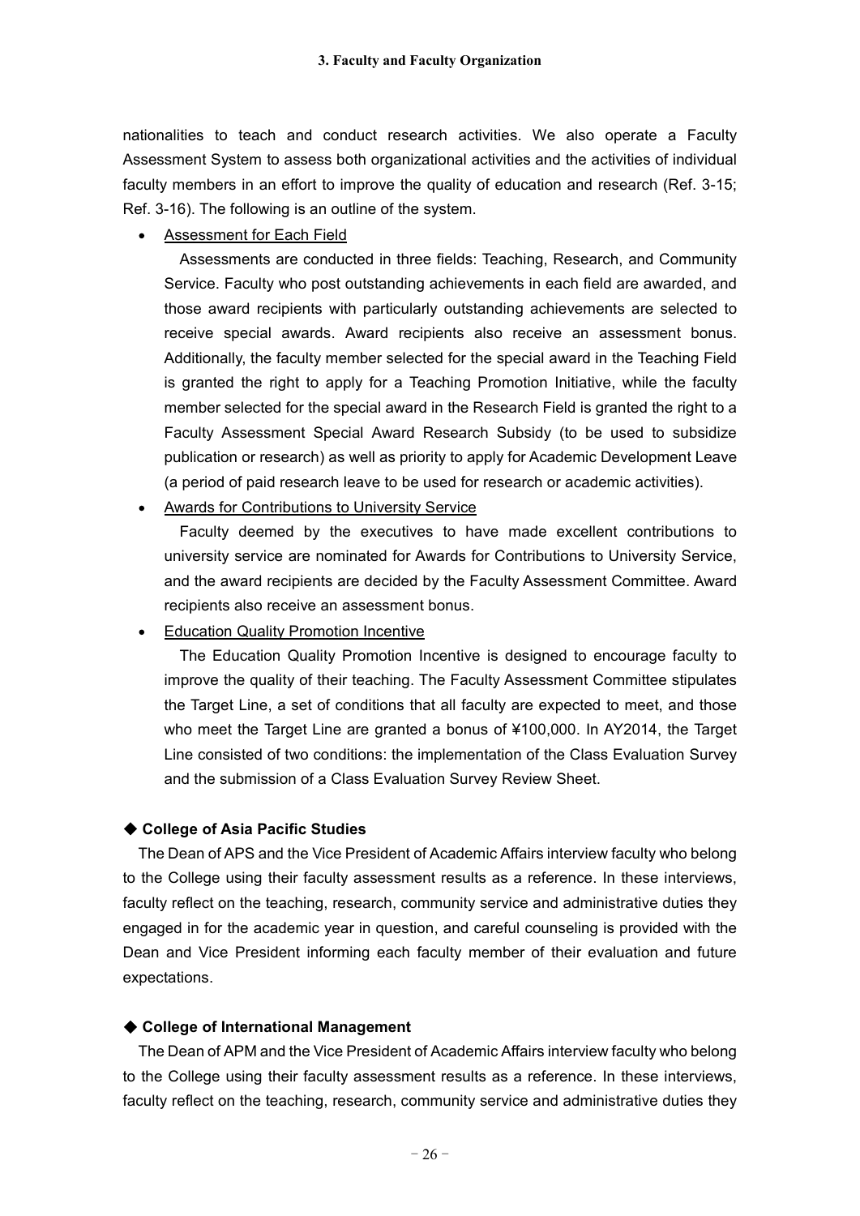nationalities to teach and conduct research activities. We also operate a Faculty Assessment System to assess both organizational activities and the activities of individual faculty members in an effort to improve the quality of education and research (Ref. 3-15; Ref. 3-16). The following is an outline of the system.

- <u>Assessment for Each Field</u>

  Assessments are conducted in three fields: Teaching, Research, and Community Service. Faculty who post outstanding achievements in each field are awarded, and those award recipients with particularly outstanding achievements are selected to receive special awards. Award recipients also receive an assessment bonus. Additionally, the faculty member selected for the special award in the Teaching Field is granted the right to apply for a Teaching Promotion Initiative, while the faculty member selected for the special award in the Research Field is granted the right to a Faculty Assessment Special Award Research Subsidy (to be used to subsidize publication or research) as well as priority to apply for Academic Development Leave (a period of paid research leave to be used for research or academic activities).

- <u>Awards for Contributions to University Service</u>

  Faculty deemed by the executives to have made excellent contributions to university service are nominated for Awards for Contributions to University Service, and the award recipients are decided by the Faculty Assessment Committee. Award recipients also receive an assessment bonus.

- <u>Education Quality Promotion Incentive</u>

  The Education Quality Promotion Incentive is designed to encourage faculty to improve the quality of their teaching. The Faculty Assessment Committee stipulates the Target Line, a set of conditions that all faculty are expected to meet, and those who meet the Target Line are granted a bonus of ¥100,000. In AY2014, the Target Line consisted of two conditions: the implementation of the Class Evaluation Survey and the submission of a Class Evaluation Survey Review Sheet.

### ◆ College of Asia Pacific Studies

The Dean of APS and the Vice President of Academic Affairs interview faculty who belong to the College using their faculty assessment results as a reference. In these interviews, faculty reflect on the teaching, research, community service and administrative duties they engaged in for the academic year in question, and careful counseling is provided with the Dean and Vice President informing each faculty member of their evaluation and future expectations.

### ◆ College of International Management

The Dean of APM and the Vice President of Academic Affairs interview faculty who belong to the College using their faculty assessment results as a reference. In these interviews, faculty reflect on the teaching, research, community service and administrative duties they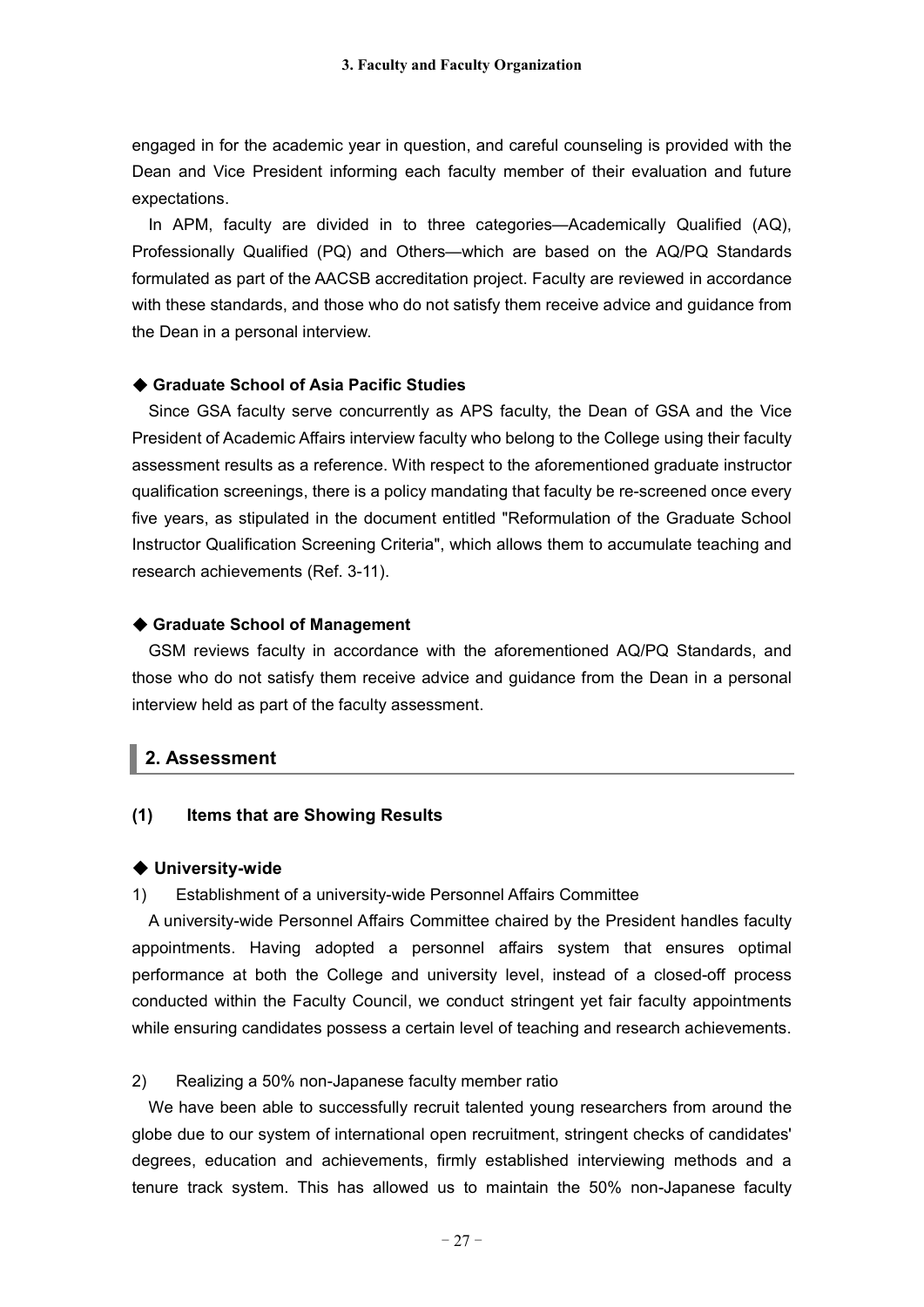engaged in for the academic year in question, and careful counseling is provided with the Dean and Vice President informing each faculty member of their evaluation and future expectations.

In APM, faculty are divided in to three categories—Academically Qualified (AQ), Professionally Qualified (PQ) and Others—which are based on the AQ/PQ Standards formulated as part of the AACSB accreditation project. Faculty are reviewed in accordance with these standards, and those who do not satisfy them receive advice and guidance from the Dean in a personal interview.

#### ◆ Graduate School of Asia Pacific Studies

Since GSA faculty serve concurrently as APS faculty, the Dean of GSA and the Vice President of Academic Affairs interview faculty who belong to the College using their faculty assessment results as a reference. With respect to the aforementioned graduate instructor qualification screenings, there is a policy mandating that faculty be re-screened once every five years, as stipulated in the document entitled "Reformulation of the Graduate School Instructor Qualification Screening Criteria", which allows them to accumulate teaching and research achievements (Ref. 3-11).

#### ◆ Graduate School of Management

GSM reviews faculty in accordance with the aforementioned AQ/PQ Standards, and those who do not satisfy them receive advice and guidance from the Dean in a personal interview held as part of the faculty assessment.

## 2. Assessment

### (1) Items that are Showing Results

#### ◆ University-wide

1) Establishment of a university-wide Personnel Affairs Committee

A university-wide Personnel Affairs Committee chaired by the President handles faculty appointments. Having adopted a personnel affairs system that ensures optimal performance at both the College and university level, instead of a closed-off process conducted within the Faculty Council, we conduct stringent yet fair faculty appointments while ensuring candidates possess a certain level of teaching and research achievements.

2) Realizing a 50% non-Japanese faculty member ratio

We have been able to successfully recruit talented young researchers from around the globe due to our system of international open recruitment, stringent checks of candidates' degrees, education and achievements, firmly established interviewing methods and a tenure track system. This has allowed us to maintain the 50% non-Japanese faculty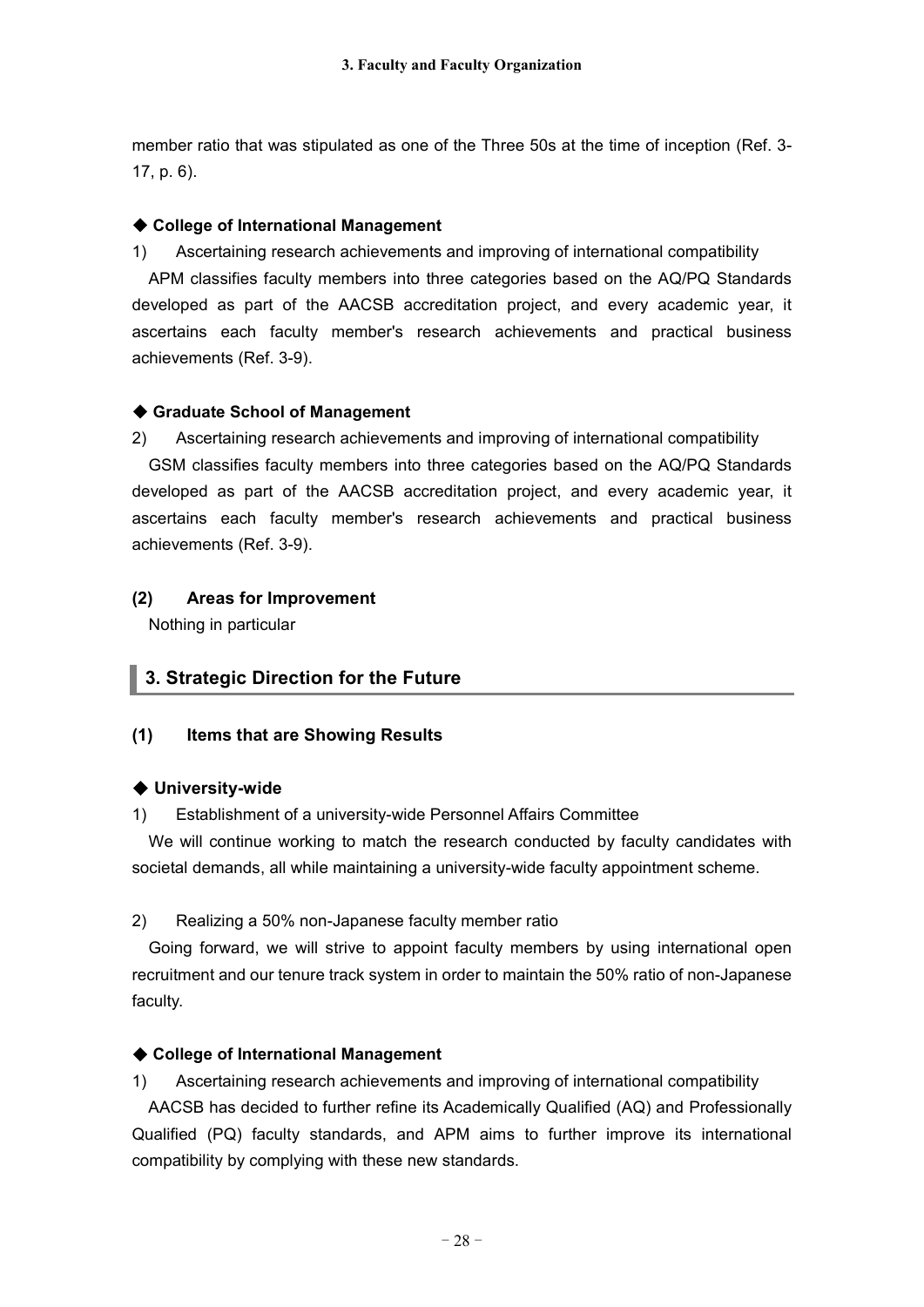member ratio that was stipulated as one of the Three 50s at the time of inception (Ref. 3-17, p. 6).

### ◆ College of International Management

1) Ascertaining research achievements and improving of international compatibility

APM classifies faculty members into three categories based on the AQ/PQ Standards developed as part of the AACSB accreditation project, and every academic year, it ascertains each faculty member's research achievements and practical business achievements (Ref. 3-9).

### ◆ Graduate School of Management

2) Ascertaining research achievements and improving of international compatibility

GSM classifies faculty members into three categories based on the AQ/PQ Standards developed as part of the AACSB accreditation project, and every academic year, it ascertains each faculty member's research achievements and practical business achievements (Ref. 3-9).

### (2) Areas for Improvement

Nothing in particular

## 3. Strategic Direction for the Future

### (1) Items that are Showing Results

### ◆ University-wide

1) Establishment of a university-wide Personnel Affairs Committee

We will continue working to match the research conducted by faculty candidates with societal demands, all while maintaining a university-wide faculty appointment scheme.

2) Realizing a 50% non-Japanese faculty member ratio

Going forward, we will strive to appoint faculty members by using international open recruitment and our tenure track system in order to maintain the 50% ratio of non-Japanese faculty.

### ◆ College of International Management

1) Ascertaining research achievements and improving of international compatibility

AACSB has decided to further refine its Academically Qualified (AQ) and Professionally Qualified (PQ) faculty standards, and APM aims to further improve its international compatibility by complying with these new standards.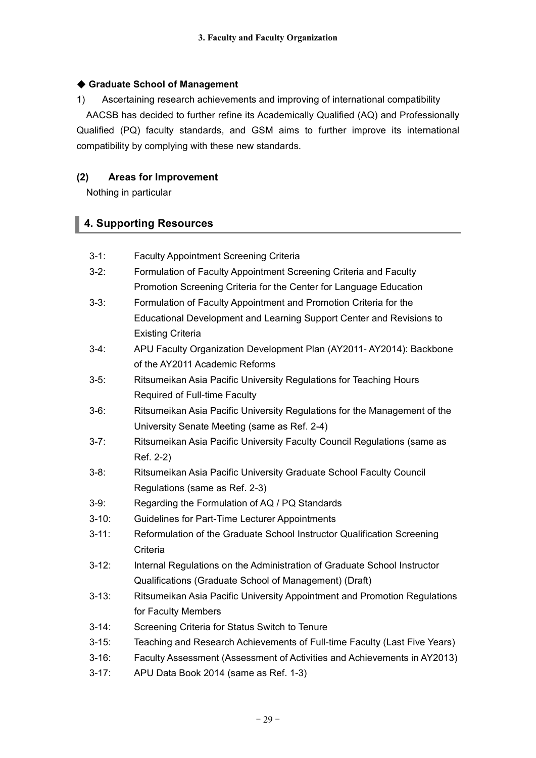### ◆ Graduate School of Management

1) Ascertaining research achievements and improving of international compatibility

AACSB has decided to further refine its Academically Qualified (AQ) and Professionally Qualified (PQ) faculty standards, and GSM aims to further improve its international compatibility by complying with these new standards.

### (2) Areas for Improvement

Nothing in particular

## 4. Supporting Resources

- 3-1: Faculty Appointment Screening Criteria
- 3-2: Formulation of Faculty Appointment Screening Criteria and Faculty Promotion Screening Criteria for the Center for Language Education
- 3-3: Formulation of Faculty Appointment and Promotion Criteria for the Educational Development and Learning Support Center and Revisions to Existing Criteria
- 3-4: APU Faculty Organization Development Plan (AY2011- AY2014): Backbone of the AY2011 Academic Reforms
- 3-5: Ritsumeikan Asia Pacific University Regulations for Teaching Hours Required of Full-time Faculty
- 3-6: Ritsumeikan Asia Pacific University Regulations for the Management of the University Senate Meeting (same as Ref. 2-4)
- 3-7: Ritsumeikan Asia Pacific University Faculty Council Regulations (same as Ref. 2-2)
- 3-8: Ritsumeikan Asia Pacific University Graduate School Faculty Council Regulations (same as Ref. 2-3)
- 3-9: Regarding the Formulation of AQ / PQ Standards
- 3-10: Guidelines for Part-Time Lecturer Appointments
- 3-11: Reformulation of the Graduate School Instructor Qualification Screening Criteria
- 3-12: Internal Regulations on the Administration of Graduate School Instructor Qualifications (Graduate School of Management) (Draft)
- 3-13: Ritsumeikan Asia Pacific University Appointment and Promotion Regulations for Faculty Members
- 3-14: Screening Criteria for Status Switch to Tenure
- 3-15: Teaching and Research Achievements of Full-time Faculty (Last Five Years)
- 3-16: Faculty Assessment (Assessment of Activities and Achievements in AY2013)
- 3-17: APU Data Book 2014 (same as Ref. 1-3)